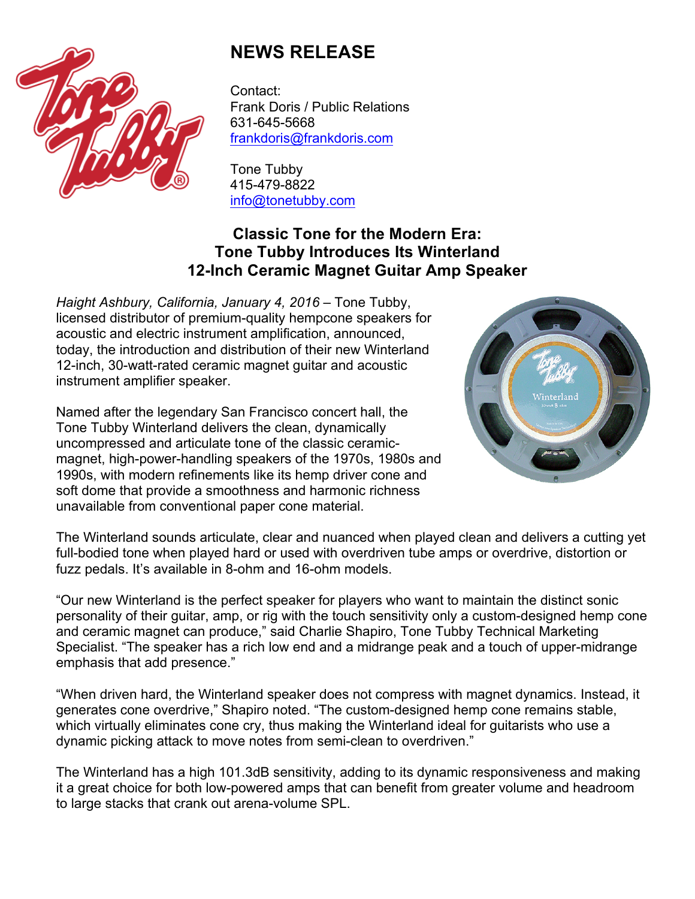# NEWS RELEASE

Contact:
Frank Doris / Public Relations
631-645-5668
frankdoris@frankdoris.com

Tone Tubby
415-479-8822
info@tonetubby.com

## Classic Tone for the Modern Era: Tone Tubby Introduces Its Winterland 12-Inch Ceramic Magnet Guitar Amp Speaker

*Haight Ashbury, California, January 4, 2016* – Tone Tubby, licensed distributor of premium-quality hempcone speakers for acoustic and electric instrument amplification, announced, today, the introduction and distribution of their new Winterland 12-inch, 30-watt-rated ceramic magnet guitar and acoustic instrument amplifier speaker.

Named after the legendary San Francisco concert hall, the Tone Tubby Winterland delivers the clean, dynamically uncompressed and articulate tone of the classic ceramic-magnet, high-power-handling speakers of the 1970s, 1980s and 1990s, with modern refinements like its hemp driver cone and soft dome that provide a smoothness and harmonic richness unavailable from conventional paper cone material.

The Winterland sounds articulate, clear and nuanced when played clean and delivers a cutting yet full-bodied tone when played hard or used with overdriven tube amps or overdrive, distortion or fuzz pedals. It's available in 8-ohm and 16-ohm models.

"Our new Winterland is the perfect speaker for players who want to maintain the distinct sonic personality of their guitar, amp, or rig with the touch sensitivity only a custom-designed hemp cone and ceramic magnet can produce," said Charlie Shapiro, Tone Tubby Technical Marketing Specialist. "The speaker has a rich low end and a midrange peak and a touch of upper-midrange emphasis that add presence."

"When driven hard, the Winterland speaker does not compress with magnet dynamics. Instead, it generates cone overdrive," Shapiro noted. "The custom-designed hemp cone remains stable, which virtually eliminates cone cry, thus making the Winterland ideal for guitarists who use a dynamic picking attack to move notes from semi-clean to overdriven."

The Winterland has a high 101.3dB sensitivity, adding to its dynamic responsiveness and making it a great choice for both low-powered amps that can benefit from greater volume and headroom to large stacks that crank out arena-volume SPL.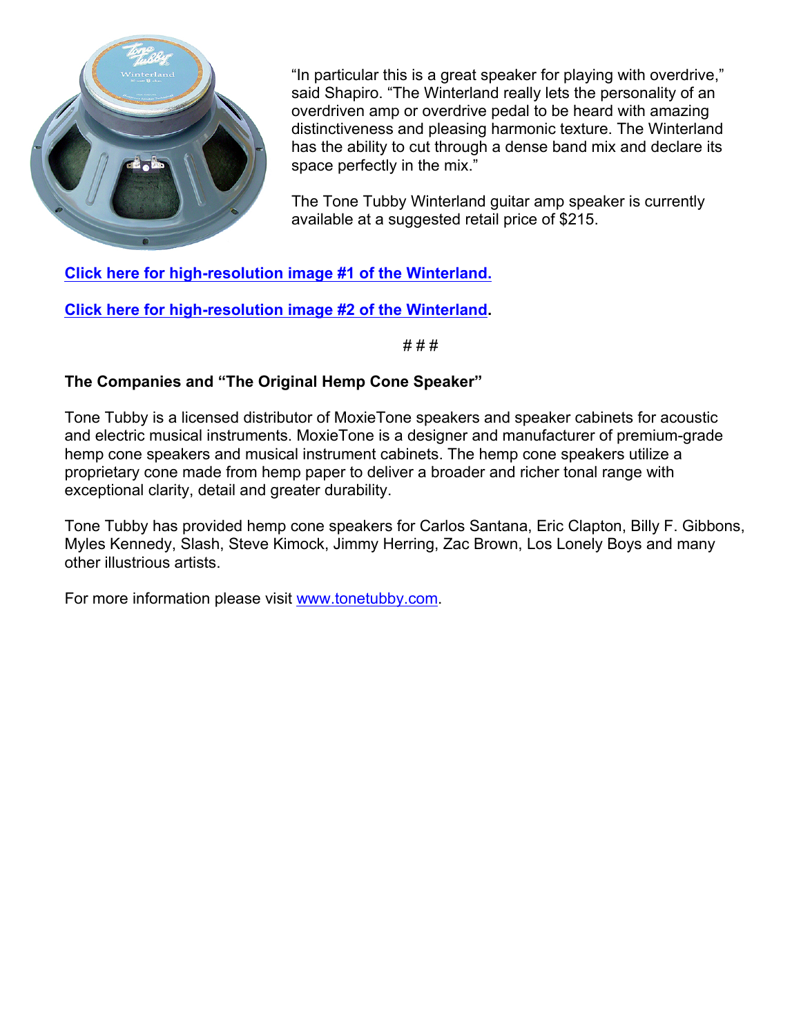"In particular this is a great speaker for playing with overdrive," said Shapiro. "The Winterland really lets the personality of an overdriven amp or overdrive pedal to be heard with amazing distinctiveness and pleasing harmonic texture. The Winterland has the ability to cut through a dense band mix and declare its space perfectly in the mix."

The Tone Tubby Winterland guitar amp speaker is currently available at a suggested retail price of $215.

**Click here for high-resolution image #1 of the Winterland.**

**Click here for high-resolution image #2 of the Winterland.**

# # #

**The Companies and "The Original Hemp Cone Speaker"**

Tone Tubby is a licensed distributor of MoxieTone speakers and speaker cabinets for acoustic and electric musical instruments. MoxieTone is a designer and manufacturer of premium-grade hemp cone speakers and musical instrument cabinets. The hemp cone speakers utilize a proprietary cone made from hemp paper to deliver a broader and richer tonal range with exceptional clarity, detail and greater durability.

Tone Tubby has provided hemp cone speakers for Carlos Santana, Eric Clapton, Billy F. Gibbons, Myles Kennedy, Slash, Steve Kimock, Jimmy Herring, Zac Brown, Los Lonely Boys and many other illustrious artists.

For more information please visit www.tonetubby.com.